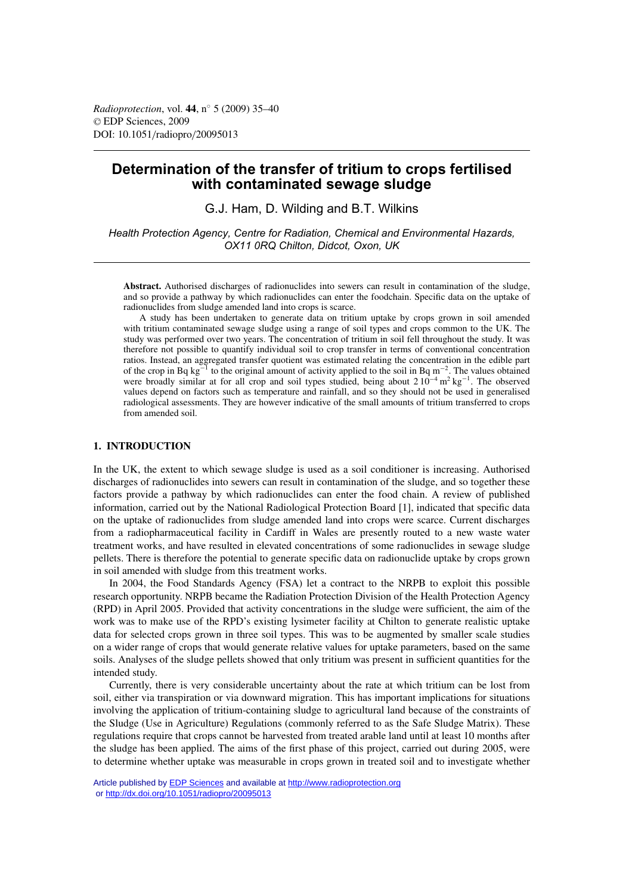# Determination of the transfer of tritium to crops fertilised with contaminated sewage sludge

G.J. Ham, D. Wilding and B.T. Wilkins

*Health Protection Agency, Centre for Radiation, Chemical and Environmental Hazards, OX11 0RQ Chilton, Didcot, Oxon, UK*

**Abstract.** Authorised discharges of radionuclides into sewers can result in contamination of the sludge, and so provide a pathway by which radionuclides can enter the foodchain. Specific data on the uptake of radionuclides from sludge amended land into crops is scarce.

A study has been undertaken to generate data on tritium uptake by crops grown in soil amended with tritium contaminated sewage sludge using a range of soil types and crops common to the UK. The study was performed over two years. The concentration of tritium in soil fell throughout the study. It was therefore not possible to quantify individual soil to crop transfer in terms of conventional concentration ratios. Instead, an aggregated transfer quotient was estimated relating the concentration in the edible part of the crop in Bq $kg^{-1}$ to the original amount of activity applied to the soil in Bq $m^{-2}$. The values obtained were broadly similar at for all crop and soil types studied, being about $2\,10^{-4}\,m^2\,kg^{-1}$. The observed values depend on factors such as temperature and rainfall, and so they should not be used in generalised radiological assessments. They are however indicative of the small amounts of tritium transferred to crops from amended soil.

## 1. INTRODUCTION

In the UK, the extent to which sewage sludge is used as a soil conditioner is increasing. Authorised discharges of radionuclides into sewers can result in contamination of the sludge, and so together these factors provide a pathway by which radionuclides can enter the food chain. A review of published information, carried out by the National Radiological Protection Board [1], indicated that specific data on the uptake of radionuclides from sludge amended land into crops were scarce. Current discharges from a radiopharmaceutical facility in Cardiff in Wales are presently routed to a new waste water treatment works, and have resulted in elevated concentrations of some radionuclides in sewage sludge pellets. There is therefore the potential to generate specific data on radionuclide uptake by crops grown in soil amended with sludge from this treatment works.

In 2004, the Food Standards Agency (FSA) let a contract to the NRPB to exploit this possible research opportunity. NRPB became the Radiation Protection Division of the Health Protection Agency (RPD) in April 2005. Provided that activity concentrations in the sludge were sufficient, the aim of the work was to make use of the RPD's existing lysimeter facility at Chilton to generate realistic uptake data for selected crops grown in three soil types. This was to be augmented by smaller scale studies on a wider range of crops that would generate relative values for uptake parameters, based on the same soils. Analyses of the sludge pellets showed that only tritium was present in sufficient quantities for the intended study.

Currently, there is very considerable uncertainty about the rate at which tritium can be lost from soil, either via transpiration or via downward migration. This has important implications for situations involving the application of tritium-containing sludge to agricultural land because of the constraints of the Sludge (Use in Agriculture) Regulations (commonly referred to as the Safe Sludge Matrix). These regulations require that crops cannot be harvested from treated arable land until at least 10 months after the sludge has been applied. The aims of the first phase of this project, carried out during 2005, were to determine whether uptake was measurable in crops grown in treated soil and to investigate whether

Article published by EDP Sciences and available at http://www.radioprotection.org or http://dx.doi.org/10.1051/radiopro/20095013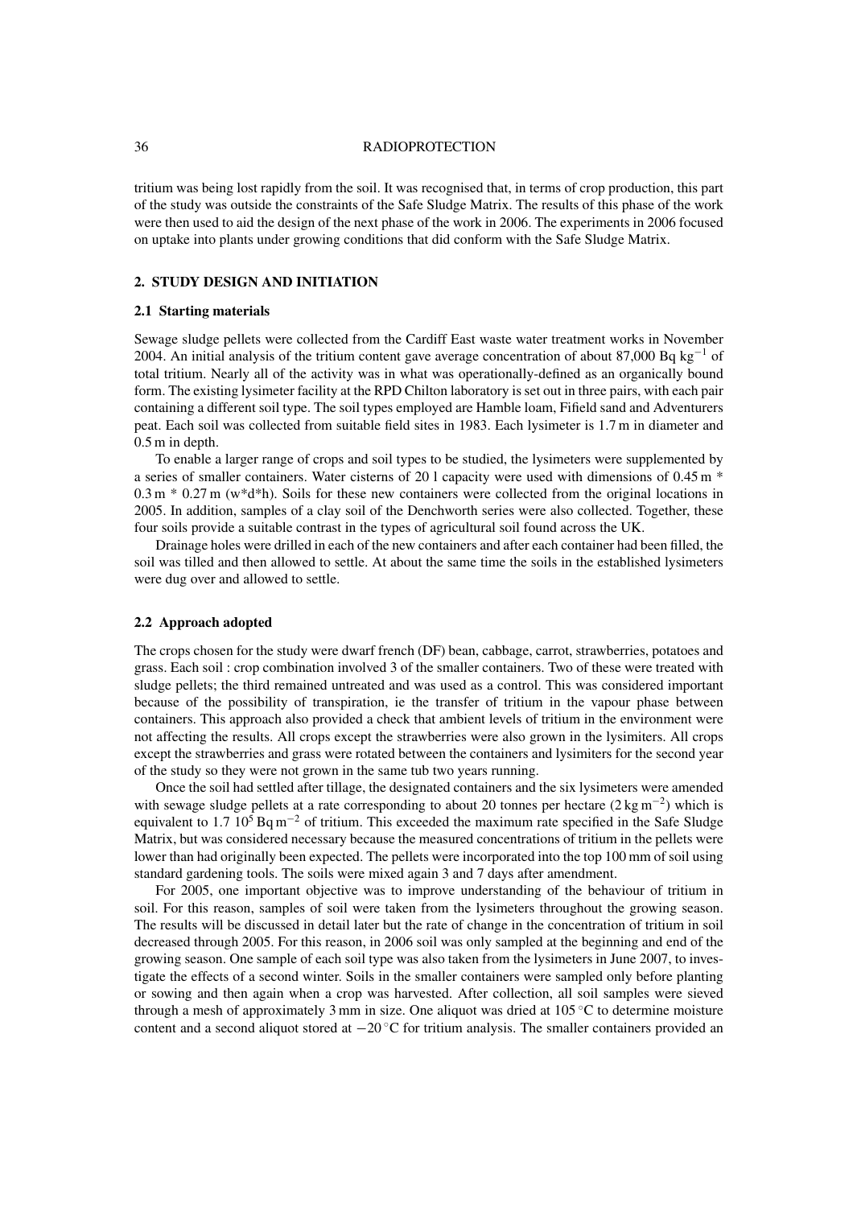tritium was being lost rapidly from the soil. It was recognised that, in terms of crop production, this part of the study was outside the constraints of the Safe Sludge Matrix. The results of this phase of the work were then used to aid the design of the next phase of the work in 2006. The experiments in 2006 focused on uptake into plants under growing conditions that did conform with the Safe Sludge Matrix.

## 2. STUDY DESIGN AND INITIATION

### 2.1 Starting materials

Sewage sludge pellets were collected from the Cardiff East waste water treatment works in November 2004. An initial analysis of the tritium content gave average concentration of about 87,000 Bq $kg^{-1}$ of total tritium. Nearly all of the activity was in what was operationally-defined as an organically bound form. The existing lysimeter facility at the RPD Chilton laboratory is set out in three pairs, with each pair containing a different soil type. The soil types employed are Hamble loam, Fifield sand and Adventurers peat. Each soil was collected from suitable field sites in 1983. Each lysimeter is 1.7 m in diameter and 0.5 m in depth.

To enable a larger range of crops and soil types to be studied, the lysimeters were supplemented by a series of smaller containers. Water cisterns of 20 l capacity were used with dimensions of 0.45 m * 0.3 m * 0.27 m (w*d*h). Soils for these new containers were collected from the original locations in 2005. In addition, samples of a clay soil of the Denchworth series were also collected. Together, these four soils provide a suitable contrast in the types of agricultural soil found across the UK.

Drainage holes were drilled in each of the new containers and after each container had been filled, the soil was tilled and then allowed to settle. At about the same time the soils in the established lysimeters were dug over and allowed to settle.

### 2.2 Approach adopted

The crops chosen for the study were dwarf french (DF) bean, cabbage, carrot, strawberries, potatoes and grass. Each soil : crop combination involved 3 of the smaller containers. Two of these were treated with sludge pellets; the third remained untreated and was used as a control. This was considered important because of the possibility of transpiration, ie the transfer of tritium in the vapour phase between containers. This approach also provided a check that ambient levels of tritium in the environment were not affecting the results. All crops except the strawberries were also grown in the lysimiters. All crops except the strawberries and grass were rotated between the containers and lysimiters for the second year of the study so they were not grown in the same tub two years running.

Once the soil had settled after tillage, the designated containers and the six lysimeters were amended with sewage sludge pellets at a rate corresponding to about 20 tonnes per hectare (2 kg $m^{-2}$) which is equivalent to $1.7\ 10^5$ Bq $m^{-2}$ of tritium. This exceeded the maximum rate specified in the Safe Sludge Matrix, but was considered necessary because the measured concentrations of tritium in the pellets were lower than had originally been expected. The pellets were incorporated into the top 100 mm of soil using standard gardening tools. The soils were mixed again 3 and 7 days after amendment.

For 2005, one important objective was to improve understanding of the behaviour of tritium in soil. For this reason, samples of soil were taken from the lysimeters throughout the growing season. The results will be discussed in detail later but the rate of change in the concentration of tritium in soil decreased through 2005. For this reason, in 2006 soil was only sampled at the beginning and end of the growing season. One sample of each soil type was also taken from the lysimeters in June 2007, to investigate the effects of a second winter. Soils in the smaller containers were sampled only before planting or sowing and then again when a crop was harvested. After collection, all soil samples were sieved through a mesh of approximately 3 mm in size. One aliquot was dried at 105 °C to determine moisture content and a second aliquot stored at −20 °C for tritium analysis. The smaller containers provided an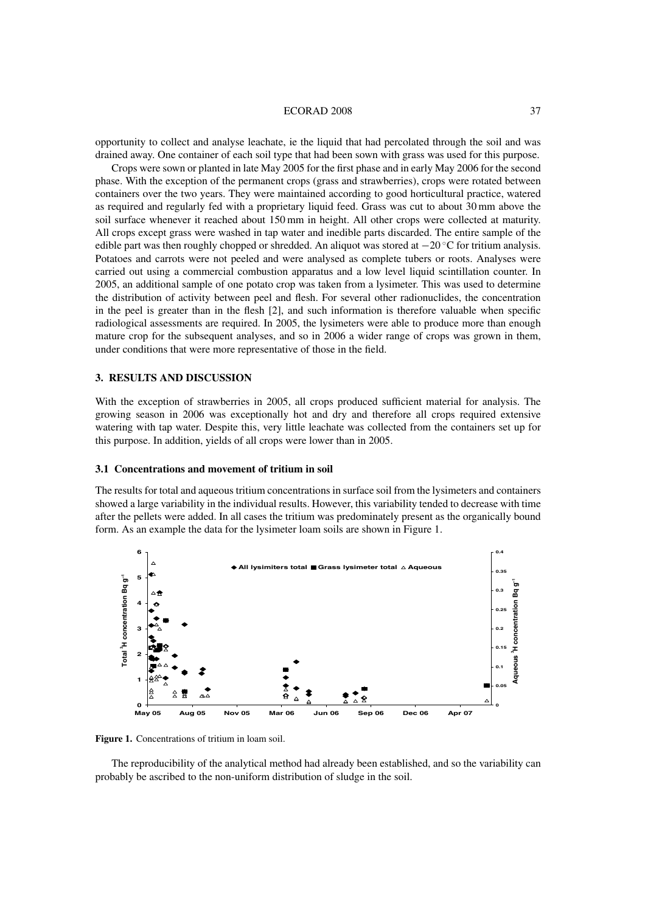opportunity to collect and analyse leachate, ie the liquid that had percolated through the soil and was drained away. One container of each soil type that had been sown with grass was used for this purpose.

Crops were sown or planted in late May 2005 for the first phase and in early May 2006 for the second phase. With the exception of the permanent crops (grass and strawberries), crops were rotated between containers over the two years. They were maintained according to good horticultural practice, watered as required and regularly fed with a proprietary liquid feed. Grass was cut to about 30 mm above the soil surface whenever it reached about 150 mm in height. All other crops were collected at maturity. All crops except grass were washed in tap water and inedible parts discarded. The entire sample of the edible part was then roughly chopped or shredded. An aliquot was stored at −20 °C for tritium analysis. Potatoes and carrots were not peeled and were analysed as complete tubers or roots. Analyses were carried out using a commercial combustion apparatus and a low level liquid scintillation counter. In 2005, an additional sample of one potato crop was taken from a lysimeter. This was used to determine the distribution of activity between peel and flesh. For several other radionuclides, the concentration in the peel is greater than in the flesh [2], and such information is therefore valuable when specific radiological assessments are required. In 2005, the lysimeters were able to produce more than enough mature crop for the subsequent analyses, and so in 2006 a wider range of crops was grown in them, under conditions that were more representative of those in the field.

## 3. RESULTS AND DISCUSSION

With the exception of strawberries in 2005, all crops produced sufficient material for analysis. The growing season in 2006 was exceptionally hot and dry and therefore all crops required extensive watering with tap water. Despite this, very little leachate was collected from the containers set up for this purpose. In addition, yields of all crops were lower than in 2005.

### 3.1 Concentrations and movement of tritium in soil

The results for total and aqueous tritium concentrations in surface soil from the lysimeters and containers showed a large variability in the individual results. However, this variability tended to decrease with time after the pellets were added. In all cases the tritium was predominately present as the organically bound form. As an example the data for the lysimeter loam soils are shown in Figure 1.

**Figure 1.** Concentrations of tritium in loam soil.

The reproducibility of the analytical method had already been established, and so the variability can probably be ascribed to the non-uniform distribution of sludge in the soil.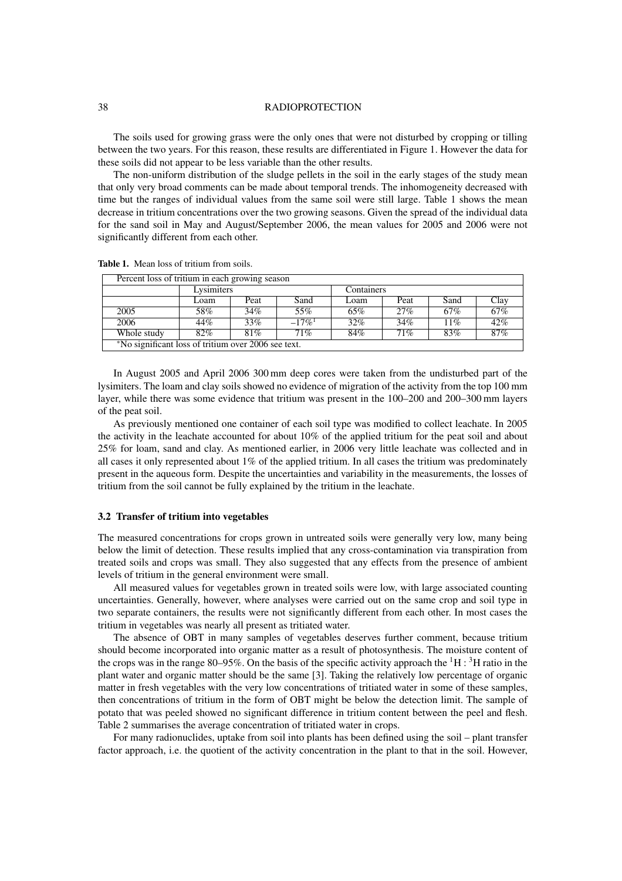The soils used for growing grass were the only ones that were not disturbed by cropping or tilling between the two years. For this reason, these results are differentiated in Figure 1. However the data for these soils did not appear to be less variable than the other results.

The non-uniform distribution of the sludge pellets in the soil in the early stages of the study mean that only very broad comments can be made about temporal trends. The inhomogeneity decreased with time but the ranges of individual values from the same soil were still large. Table 1 shows the mean decrease in tritium concentrations over the two growing seasons. Given the spread of the individual data for the sand soil in May and August/September 2006, the mean values for 2005 and 2006 were not significantly different from each other.

**Table 1.** Mean loss of tritium from soils.

| Percent loss of tritium in each growing season | | | | | | | |
|---|---|---|---|---|---|---|---|
| | Lysimiters | | | Containers | | | |
| | Loam | Peat | Sand | Loam | Peat | Sand | Clay |
| 2005 | 58% | 34% | 55% | 65% | 27% | 67% | 67% |
| 2006 | 44% | 33% | –17%[1] | 32% | 34% | 11% | 42% |
| Whole study | 82% | 81% | 71% | 84% | 71% | 83% | 87% |

*No significant loss of tritium over 2006 see text.

In August 2005 and April 2006 300 mm deep cores were taken from the undisturbed part of the lysimiters. The loam and clay soils showed no evidence of migration of the activity from the top 100 mm layer, while there was some evidence that tritium was present in the 100–200 and 200–300 mm layers of the peat soil.

As previously mentioned one container of each soil type was modified to collect leachate. In 2005 the activity in the leachate accounted for about 10% of the applied tritium for the peat soil and about 25% for loam, sand and clay. As mentioned earlier, in 2006 very little leachate was collected and in all cases it only represented about 1% of the applied tritium. In all cases the tritium was predominately present in the aqueous form. Despite the uncertainties and variability in the measurements, the losses of tritium from the soil cannot be fully explained by the tritium in the leachate.

### 3.2 Transfer of tritium into vegetables

The measured concentrations for crops grown in untreated soils were generally very low, many being below the limit of detection. These results implied that any cross-contamination via transpiration from treated soils and crops was small. They also suggested that any effects from the presence of ambient levels of tritium in the general environment were small.

All measured values for vegetables grown in treated soils were low, with large associated counting uncertainties. Generally, however, where analyses were carried out on the same crop and soil type in two separate containers, the results were not significantly different from each other. In most cases the tritium in vegetables was nearly all present as tritiated water.

The absence of OBT in many samples of vegetables deserves further comment, because tritium should become incorporated into organic matter as a result of photosynthesis. The moisture content of the crops was in the range 80–95%. On the basis of the specific activity approach the $^{1}H : {}^{3}H$ ratio in the plant water and organic matter should be the same [3]. Taking the relatively low percentage of organic matter in fresh vegetables with the very low concentrations of tritiated water in some of these samples, then concentrations of tritium in the form of OBT might be below the detection limit. The sample of potato that was peeled showed no significant difference in tritium content between the peel and flesh. Table 2 summarises the average concentration of tritiated water in crops.

For many radionuclides, uptake from soil into plants has been defined using the soil – plant transfer factor approach, i.e. the quotient of the activity concentration in the plant to that in the soil. However,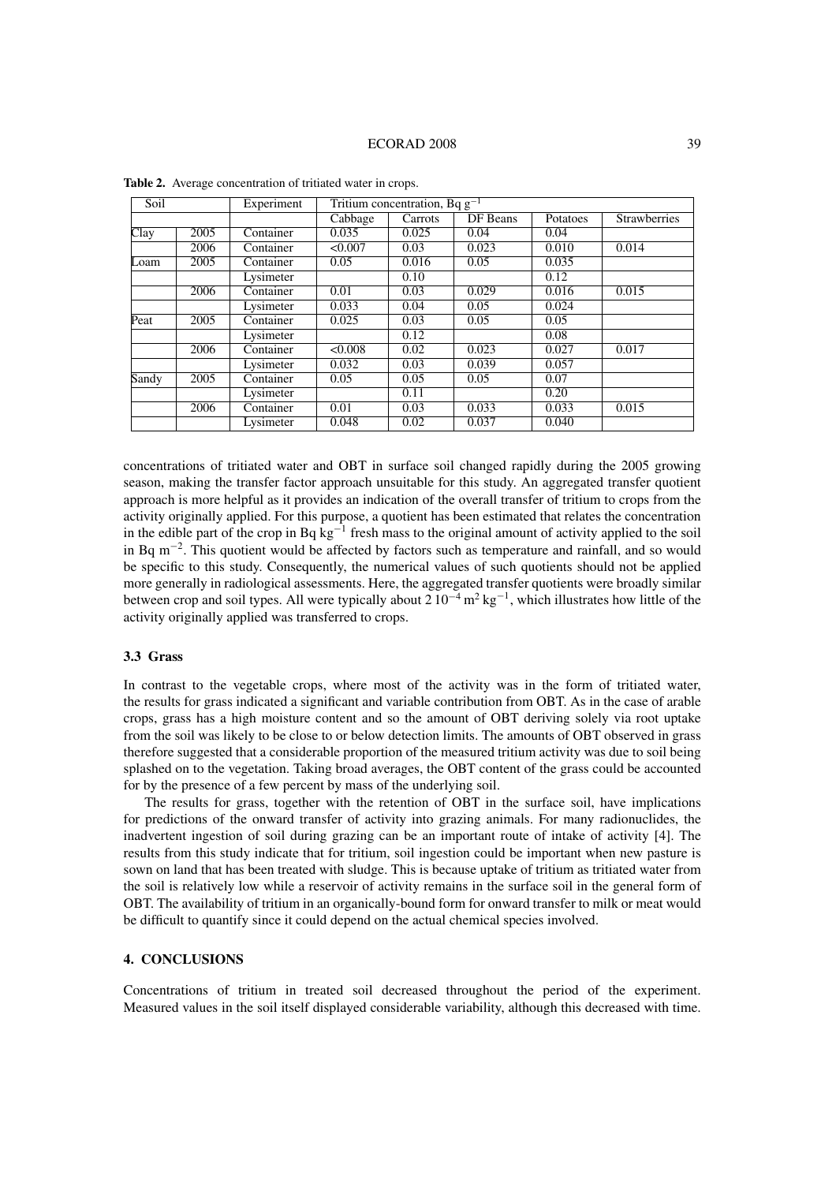**Table 2.** Average concentration of tritiated water in crops.

| Soil | | Experiment | Tritium concentration, Bq $g^{-1}$ | | | | |
|---|---|---|---|---|---|---|---|
| | | | Cabbage | Carrots | DF Beans | Potatoes | Strawberries |
| Clay | 2005 | Container | 0.035 | 0.025 | 0.04 | 0.04 | |
| | 2006 | Container | <0.007 | 0.03 | 0.023 | 0.010 | 0.014 |
| Loam | 2005 | Container | 0.05 | 0.016 | 0.05 | 0.035 | |
| | | Lysimeter | | 0.10 | | 0.12 | |
| | 2006 | Container | 0.01 | 0.03 | 0.029 | 0.016 | 0.015 |
| | | Lysimeter | 0.033 | 0.04 | 0.05 | 0.024 | |
| Peat | 2005 | Container | 0.025 | 0.03 | 0.05 | 0.05 | |
| | | Lysimeter | | 0.12 | | 0.08 | |
| | 2006 | Container | <0.008 | 0.02 | 0.023 | 0.027 | 0.017 |
| | | Lysimeter | 0.032 | 0.03 | 0.039 | 0.057 | |
| Sandy | 2005 | Container | 0.05 | 0.05 | 0.05 | 0.07 | |
| | | Lysimeter | | 0.11 | | 0.20 | |
| | 2006 | Container | 0.01 | 0.03 | 0.033 | 0.033 | 0.015 |
| | | Lysimeter | 0.048 | 0.02 | 0.037 | 0.040 | |

concentrations of tritiated water and OBT in surface soil changed rapidly during the 2005 growing season, making the transfer factor approach unsuitable for this study. An aggregated transfer quotient approach is more helpful as it provides an indication of the overall transfer of tritium to crops from the activity originally applied. For this purpose, a quotient has been estimated that relates the concentration in the edible part of the crop in Bq $kg^{-1}$ fresh mass to the original amount of activity applied to the soil in Bq $m^{-2}$. This quotient would be affected by factors such as temperature and rainfall, and so would be specific to this study. Consequently, the numerical values of such quotients should not be applied more generally in radiological assessments. Here, the aggregated transfer quotients were broadly similar between crop and soil types. All were typically about $2\,10^{-4}\,m^2\,kg^{-1}$, which illustrates how little of the activity originally applied was transferred to crops.

### 3.3 Grass

In contrast to the vegetable crops, where most of the activity was in the form of tritiated water, the results for grass indicated a significant and variable contribution from OBT. As in the case of arable crops, grass has a high moisture content and so the amount of OBT deriving solely via root uptake from the soil was likely to be close to or below detection limits. The amounts of OBT observed in grass therefore suggested that a considerable proportion of the measured tritium activity was due to soil being splashed on to the vegetation. Taking broad averages, the OBT content of the grass could be accounted for by the presence of a few percent by mass of the underlying soil.

The results for grass, together with the retention of OBT in the surface soil, have implications for predictions of the onward transfer of activity into grazing animals. For many radionuclides, the inadvertent ingestion of soil during grazing can be an important route of intake of activity [4]. The results from this study indicate that for tritium, soil ingestion could be important when new pasture is sown on land that has been treated with sludge. This is because uptake of tritium as tritiated water from the soil is relatively low while a reservoir of activity remains in the surface soil in the general form of OBT. The availability of tritium in an organically-bound form for onward transfer to milk or meat would be difficult to quantify since it could depend on the actual chemical species involved.

## 4. CONCLUSIONS

Concentrations of tritium in treated soil decreased throughout the period of the experiment. Measured values in the soil itself displayed considerable variability, although this decreased with time.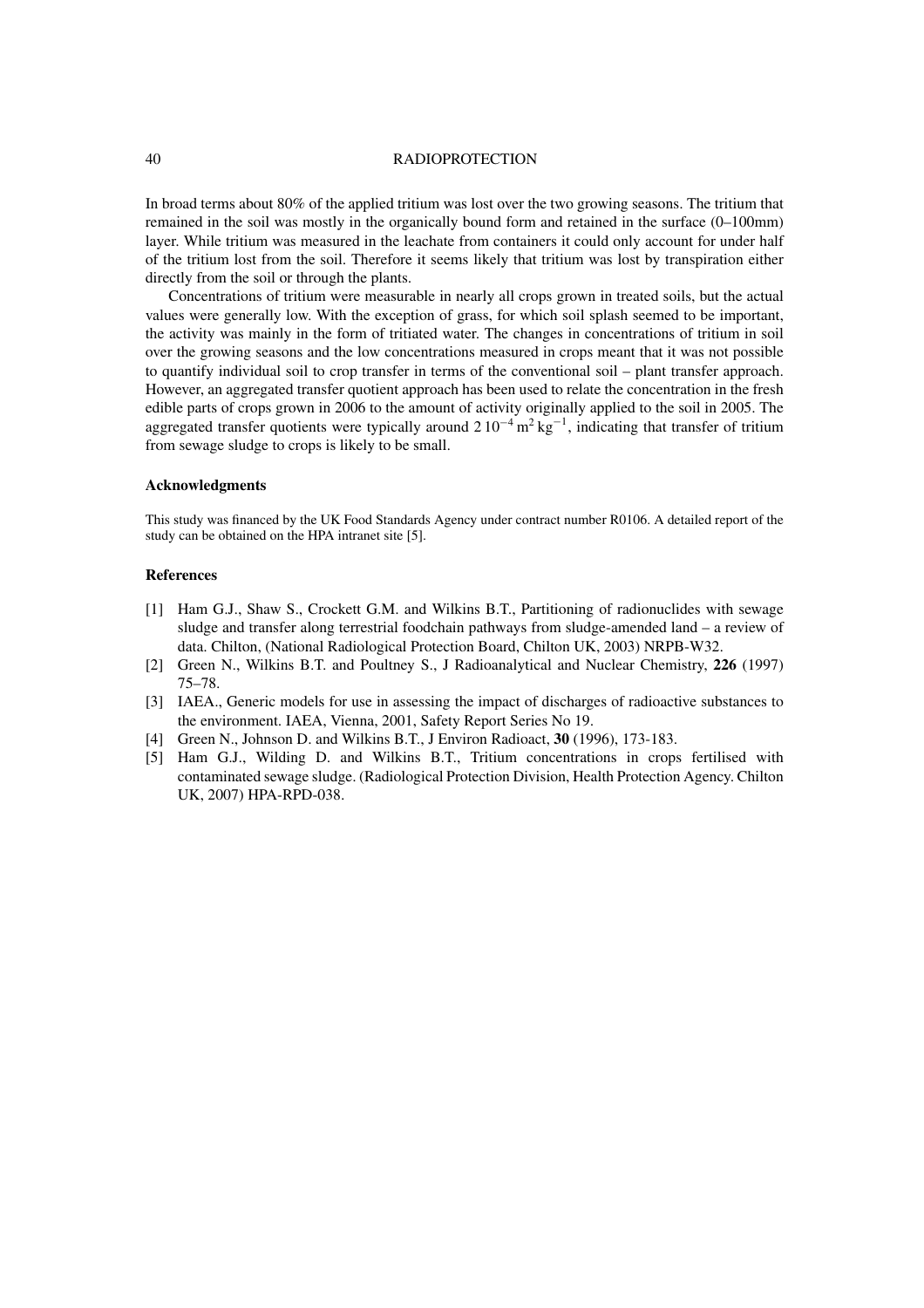In broad terms about 80% of the applied tritium was lost over the two growing seasons. The tritium that remained in the soil was mostly in the organically bound form and retained in the surface (0–100mm) layer. While tritium was measured in the leachate from containers it could only account for under half of the tritium lost from the soil. Therefore it seems likely that tritium was lost by transpiration either directly from the soil or through the plants.

Concentrations of tritium were measurable in nearly all crops grown in treated soils, but the actual values were generally low. With the exception of grass, for which soil splash seemed to be important, the activity was mainly in the form of tritiated water. The changes in concentrations of tritium in soil over the growing seasons and the low concentrations measured in crops meant that it was not possible to quantify individual soil to crop transfer in terms of the conventional soil – plant transfer approach. However, an aggregated transfer quotient approach has been used to relate the concentration in the fresh edible parts of crops grown in 2006 to the amount of activity originally applied to the soil in 2005. The aggregated transfer quotients were typically around $2\,10^{-4}\,m^2\,kg^{-1}$, indicating that transfer of tritium from sewage sludge to crops is likely to be small.

### Acknowledgments

This study was financed by the UK Food Standards Agency under contract number R0106. A detailed report of the study can be obtained on the HPA intranet site [5].

### References

[1] Ham G.J., Shaw S., Crockett G.M. and Wilkins B.T., Partitioning of radionuclides with sewage sludge and transfer along terrestrial foodchain pathways from sludge-amended land – a review of data. Chilton, (National Radiological Protection Board, Chilton UK, 2003) NRPB-W32.

[2] Green N., Wilkins B.T. and Poultney S., J Radioanalytical and Nuclear Chemistry, **226** (1997) 75–78.

[3] IAEA., Generic models for use in assessing the impact of discharges of radioactive substances to the environment. IAEA, Vienna, 2001, Safety Report Series No 19.

[4] Green N., Johnson D. and Wilkins B.T., J Environ Radioact, **30** (1996), 173-183.

[5] Ham G.J., Wilding D. and Wilkins B.T., Tritium concentrations in crops fertilised with contaminated sewage sludge. (Radiological Protection Division, Health Protection Agency. Chilton UK, 2007) HPA-RPD-038.